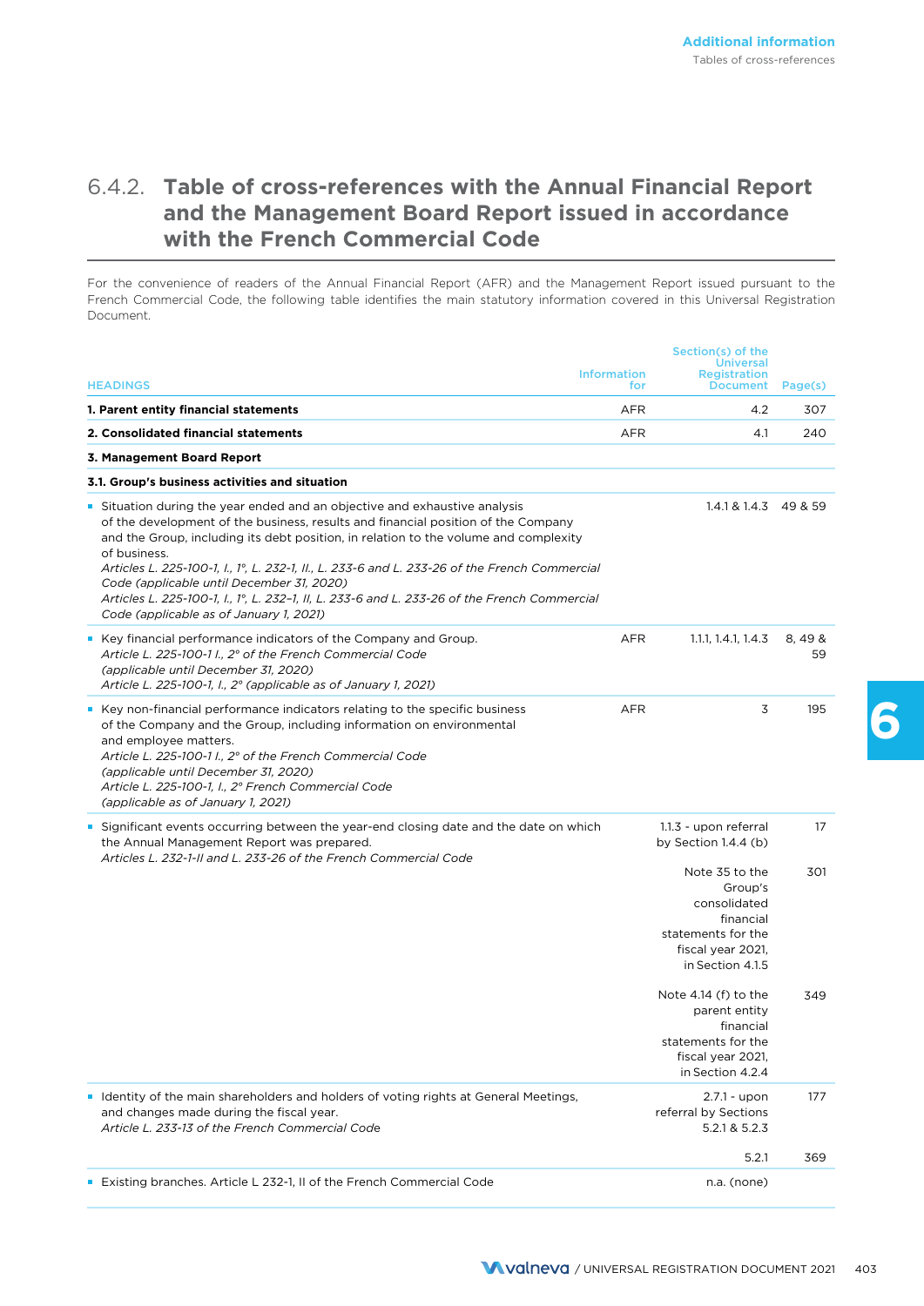## 6.4.2. Table of cross-references with the Annual Financial Report and the Management Board Report issued in accordance with the French Commercial Code

For the convenience of readers of the Annual Financial Report (AFR) and the Management Report issued pursuant to the French Commercial Code, the following table identifies the main statutory information covered in this Universal Registration Document.

| HEADINGS | Information for | Section(s) of the Universal Registration Document | Page(s) |
|---|---|---|---|
| **1. Parent entity financial statements** | AFR | 4.2 | 307 |
| **2. Consolidated financial statements** | AFR | 4.1 | 240 |
| **3. Management Board Report** | | | |
| **3.1. Group's business activities and situation** | | | |
| ▪ Situation during the year ended and an objective and exhaustive analysis of the development of the business, results and financial position of the Company and the Group, including its debt position, in relation to the volume and complexity of business. *Articles L. 225-100-1, I., 1°, L. 232-1, II., L. 233-6 and L. 233-26 of the French Commercial Code (applicable until December 31, 2020)* *Articles L. 225-100-1, I., 1°, L. 232–1, II, L. 233-6 and L. 233-26 of the French Commercial Code (applicable as of January 1, 2021)* | | 1.4.1 & 1.4.3 | 49 & 59 |
| ▪ Key financial performance indicators of the Company and Group. *Article L. 225-100-1 I., 2° of the French Commercial Code (applicable until December 31, 2020)* *Article L. 225-100-1, I., 2° (applicable as of January 1, 2021)* | AFR | 1.1.1, 1.4.1, 1.4.3 | 8, 49 & 59 |
| ▪ Key non-financial performance indicators relating to the specific business of the Company and the Group, including information on environmental and employee matters. *Article L. 225-100-1 I., 2° of the French Commercial Code (applicable until December 31, 2020)* *Article L. 225-100-1, I., 2° French Commercial Code (applicable as of January 1, 2021)* | AFR | 3 | 195 |
| ▪ Significant events occurring between the year-end closing date and the date on which the Annual Management Report was prepared. *Articles L. 232-1-II and L. 233-26 of the French Commercial Code* | | 1.1.3 - upon referral by Section 1.4.4 (b) | 17 |
| | | Note 35 to the Group's consolidated financial statements for the fiscal year 2021, in Section 4.1.5 | 301 |
| | | Note 4.14 (f) to the parent entity financial statements for the fiscal year 2021, in Section 4.2.4 | 349 |
| ▪ Identity of the main shareholders and holders of voting rights at General Meetings, and changes made during the fiscal year. *Article L. 233-13 of the French Commercial Code* | | 2.7.1 - upon referral by Sections 5.2.1 & 5.2.3 | 177 |
| | | 5.2.1 | 369 |
| ▪ Existing branches. Article L 232-1, II of the French Commercial Code | | n.a. (none) | |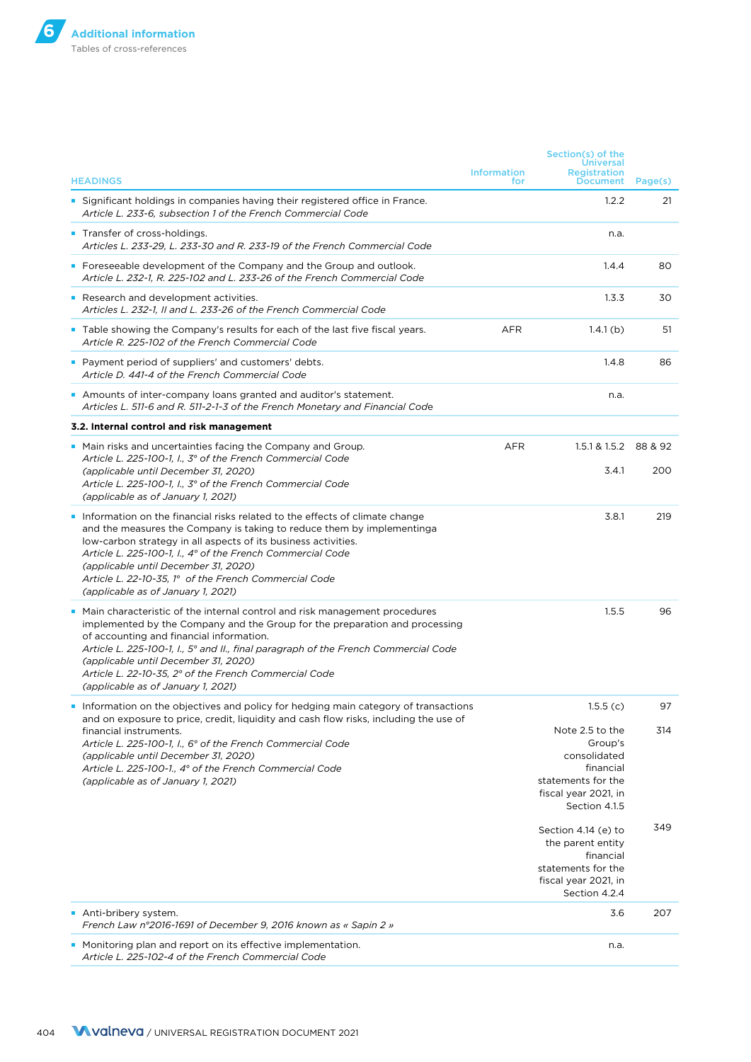| HEADINGS | Information for | Section(s) of the Universal Registration Document | Page(s) |
|---|---|---|---|
| ▪ Significant holdings in companies having their registered office in France. *Article L. 233-6, subsection 1 of the French Commercial Code* | | 1.2.2 | 21 |
| ▪ Transfer of cross-holdings. *Articles L. 233-29, L. 233-30 and R. 233-19 of the French Commercial Code* | | n.a. | |
| ▪ Foreseeable development of the Company and the Group and outlook. *Article L. 232-1, R. 225-102 and L. 233-26 of the French Commercial Code* | | 1.4.4 | 80 |
| ▪ Research and development activities. *Articles L. 232-1, II and L. 233-26 of the French Commercial Code* | | 1.3.3 | 30 |
| ▪ Table showing the Company's results for each of the last five fiscal years. *Article R. 225-102 of the French Commercial Code* | AFR | 1.4.1 (b) | 51 |
| ▪ Payment period of suppliers' and customers' debts. *Article D. 441-4 of the French Commercial Code* | | 1.4.8 | 86 |
| ▪ Amounts of inter-company loans granted and auditor's statement. *Articles L. 511-6 and R. 511-2-1-3 of the French Monetary and Financial Code* | | n.a. | |
| **3.2. Internal control and risk management** | | | |
| ▪ Main risks and uncertainties facing the Company and Group. *Article L. 225-100-1, I., 3° of the French Commercial Code (applicable until December 31, 2020) Article L. 225-100-1, I., 3° of the French Commercial Code (applicable as of January 1, 2021)* | AFR | 1.5.1 & 1.5.2<br>3.4.1 | 88 & 92<br>200 |
| ▪ Information on the financial risks related to the effects of climate change and the measures the Company is taking to reduce them by implementinga low-carbon strategy in all aspects of its business activities. *Article L. 225-100-1, I., 4° of the French Commercial Code (applicable until December 31, 2020) Article L. 22-10-35, 1° of the French Commercial Code (applicable as of January 1, 2021)* | | 3.8.1 | 219 |
| ▪ Main characteristic of the internal control and risk management procedures implemented by the Company and the Group for the preparation and processing of accounting and financial information. *Article L. 225-100-1, I., 5° and II., final paragraph of the French Commercial Code (applicable until December 31, 2020) Article L. 22-10-35, 2° of the French Commercial Code (applicable as of January 1, 2021)* | | 1.5.5 | 96 |
| ▪ Information on the objectives and policy for hedging main category of transactions and on exposure to price, credit, liquidity and cash flow risks, including the use of financial instruments. *Article L. 225-100-1, I., 6° of the French Commercial Code (applicable until December 31, 2020) Article L. 225-100-1., 4° of the French Commercial Code (applicable as of January 1, 2021)* | | 1.5.5 (c)<br>Note 2.5 to the Group's consolidated financial statements for the fiscal year 2021, in Section 4.1.5<br>Section 4.14 (e) to the parent entity financial statements for the fiscal year 2021, in Section 4.2.4 | 97<br>314<br>349 |
| ▪ Anti-bribery system. *French Law n°2016-1691 of December 9, 2016 known as « Sapin 2 »* | | 3.6 | 207 |
| ▪ Monitoring plan and report on its effective implementation. *Article L. 225-102-4 of the French Commercial Code* | | n.a. | |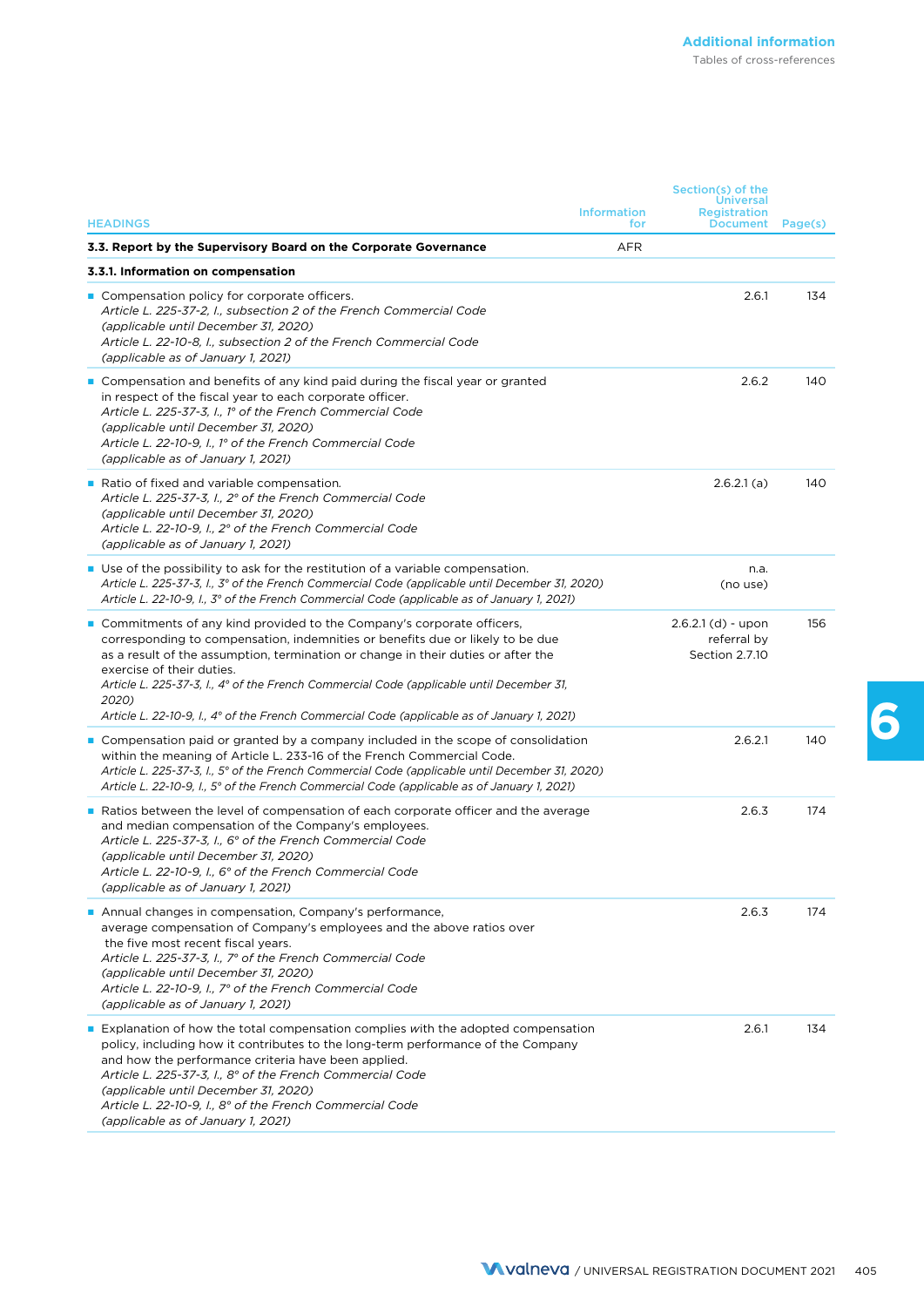| HEADINGS | Information for | Section(s) of the Universal Registration Document | Page(s) |
|---|---|---|---|
| **3.3. Report by the Supervisory Board on the Corporate Governance** | AFR | | |
| **3.3.1. Information on compensation** | | | |
| ■ Compensation policy for corporate officers.<br>*Article L. 225-37-2, I., subsection 2 of the French Commercial Code (applicable until December 31, 2020)*<br>*Article L. 22-10-8, I., subsection 2 of the French Commercial Code (applicable as of January 1, 2021)* | | 2.6.1 | 134 |
| ■ Compensation and benefits of any kind paid during the fiscal year or granted in respect of the fiscal year to each corporate officer.<br>*Article L. 225-37-3, I., 1° of the French Commercial Code (applicable until December 31, 2020)*<br>*Article L. 22-10-9, I., 1° of the French Commercial Code (applicable as of January 1, 2021)* | | 2.6.2 | 140 |
| ■ Ratio of fixed and variable compensation.<br>*Article L. 225-37-3, I., 2° of the French Commercial Code (applicable until December 31, 2020)*<br>*Article L. 22-10-9, I., 2° of the French Commercial Code (applicable as of January 1, 2021)* | | 2.6.2.1 (a) | 140 |
| ■ Use of the possibility to ask for the restitution of a variable compensation.<br>*Article L. 225-37-3, I., 3° of the French Commercial Code (applicable until December 31, 2020)*<br>*Article L. 22-10-9, I., 3° of the French Commercial Code (applicable as of January 1, 2021)* | | n.a. (no use) | |
| ■ Commitments of any kind provided to the Company's corporate officers, corresponding to compensation, indemnities or benefits due or likely to be due as a result of the assumption, termination or change in their duties or after the exercise of their duties.<br>*Article L. 225-37-3, I., 4° of the French Commercial Code (applicable until December 31, 2020)*<br>*Article L. 22-10-9, I., 4° of the French Commercial Code (applicable as of January 1, 2021)* | | 2.6.2.1 (d) - upon referral by Section 2.7.10 | 156 |
| ■ Compensation paid or granted by a company included in the scope of consolidation within the meaning of Article L. 233-16 of the French Commercial Code.<br>*Article L. 225-37-3, I., 5° of the French Commercial Code (applicable until December 31, 2020)*<br>*Article L. 22-10-9, I., 5° of the French Commercial Code (applicable as of January 1, 2021)* | | 2.6.2.1 | 140 |
| ■ Ratios between the level of compensation of each corporate officer and the average and median compensation of the Company's employees.<br>*Article L. 225-37-3, I., 6° of the French Commercial Code (applicable until December 31, 2020)*<br>*Article L. 22-10-9, I., 6° of the French Commercial Code (applicable as of January 1, 2021)* | | 2.6.3 | 174 |
| ■ Annual changes in compensation, Company's performance, average compensation of Company's employees and the above ratios over the five most recent fiscal years.<br>*Article L. 225-37-3, I., 7° of the French Commercial Code (applicable until December 31, 2020)*<br>*Article L. 22-10-9, I., 7° of the French Commercial Code (applicable as of January 1, 2021)* | | 2.6.3 | 174 |
| ■ Explanation of how the total compensation complies with the adopted compensation policy, including how it contributes to the long-term performance of the Company and how the performance criteria have been applied.<br>*Article L. 225-37-3, I., 8° of the French Commercial Code (applicable until December 31, 2020)*<br>*Article L. 22-10-9, I., 8° of the French Commercial Code (applicable as of January 1, 2021)* | | 2.6.1 | 134 |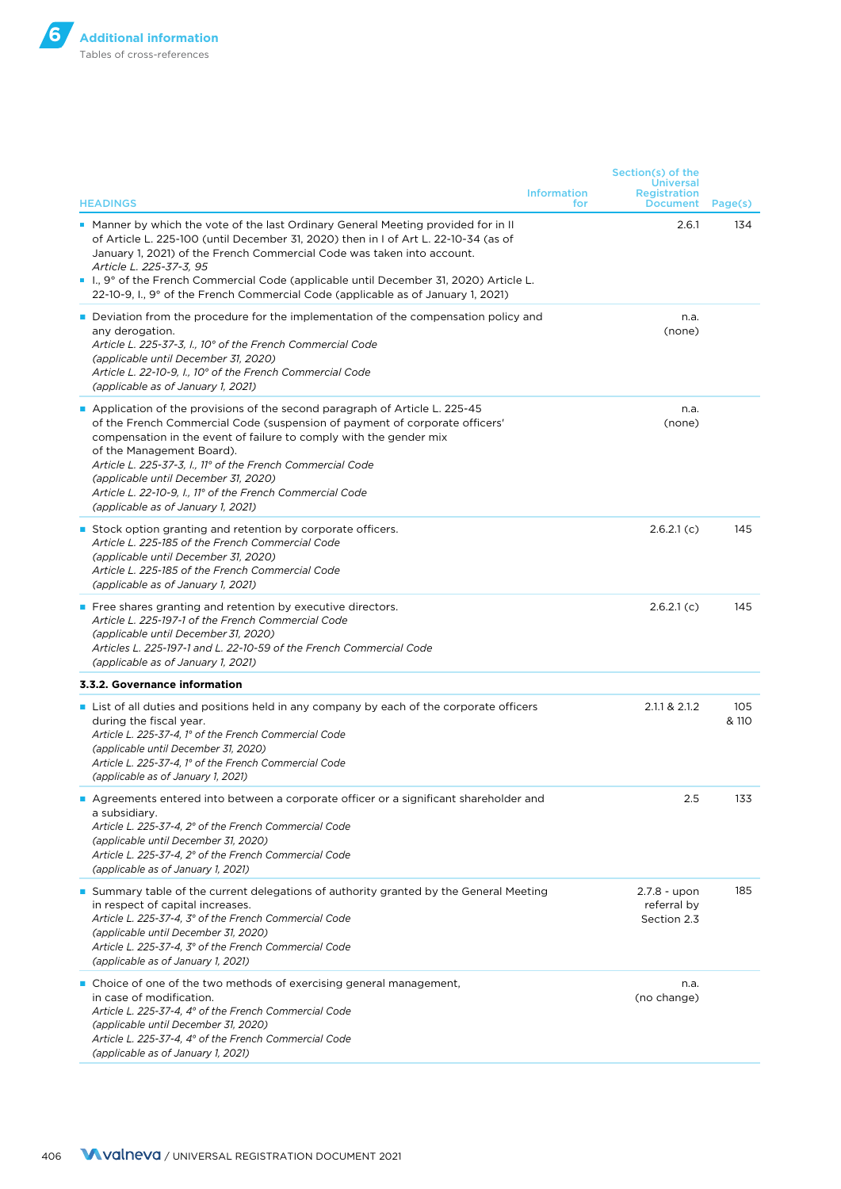| HEADINGS | Information for | Section(s) of the Universal Registration Document | Page(s) |
|---|---|---|---|
| ■ Manner by which the vote of the last Ordinary General Meeting provided for in II of Article L. 225-100 (until December 31, 2020) then in I of Art L. 22-10-34 (as of January 1, 2021) of the French Commercial Code was taken into account. *Article L. 225-37-3, 95* ■ I., 9° of the French Commercial Code (applicable until December 31, 2020) Article L. 22-10-9, I., 9° of the French Commercial Code (applicable as of January 1, 2021) | | 2.6.1 | 134 |
| ■ Deviation from the procedure for the implementation of the compensation policy and any derogation. *Article L. 225-37-3, I., 10° of the French Commercial Code (applicable until December 31, 2020) Article L. 22-10-9, I., 10° of the French Commercial Code (applicable as of January 1, 2021)* | | n.a. (none) | |
| ■ Application of the provisions of the second paragraph of Article L. 225-45 of the French Commercial Code (suspension of payment of corporate officers' compensation in the event of failure to comply with the gender mix of the Management Board). *Article L. 225-37-3, I., 11° of the French Commercial Code (applicable until December 31, 2020) Article L. 22-10-9, I., 11° of the French Commercial Code (applicable as of January 1, 2021)* | | n.a. (none) | |
| ■ Stock option granting and retention by corporate officers. *Article L. 225-185 of the French Commercial Code (applicable until December 31, 2020) Article L. 225-185 of the French Commercial Code (applicable as of January 1, 2021)* | | 2.6.2.1 (c) | 145 |
| ■ Free shares granting and retention by executive directors. *Article L. 225-197-1 of the French Commercial Code (applicable until December 31, 2020) Articles L. 225-197-1 and L. 22-10-59 of the French Commercial Code (applicable as of January 1, 2021)* | | 2.6.2.1 (c) | 145 |
| **3.3.2. Governance information** | | | |
| ■ List of all duties and positions held in any company by each of the corporate officers during the fiscal year. *Article L. 225-37-4, 1° of the French Commercial Code (applicable until December 31, 2020) Article L. 225-37-4, 1° of the French Commercial Code (applicable as of January 1, 2021)* | | 2.1.1 & 2.1.2 | 105 & 110 |
| ■ Agreements entered into between a corporate officer or a significant shareholder and a subsidiary. *Article L. 225-37-4, 2° of the French Commercial Code (applicable until December 31, 2020) Article L. 225-37-4, 2° of the French Commercial Code (applicable as of January 1, 2021)* | | 2.5 | 133 |
| ■ Summary table of the current delegations of authority granted by the General Meeting in respect of capital increases. *Article L. 225-37-4, 3° of the French Commercial Code (applicable until December 31, 2020) Article L. 225-37-4, 3° of the French Commercial Code (applicable as of January 1, 2021)* | | 2.7.8 - upon referral by Section 2.3 | 185 |
| ■ Choice of one of the two methods of exercising general management, in case of modification. *Article L. 225-37-4, 4° of the French Commercial Code (applicable until December 31, 2020) Article L. 225-37-4, 4° of the French Commercial Code (applicable as of January 1, 2021)* | | n.a. (no change) | |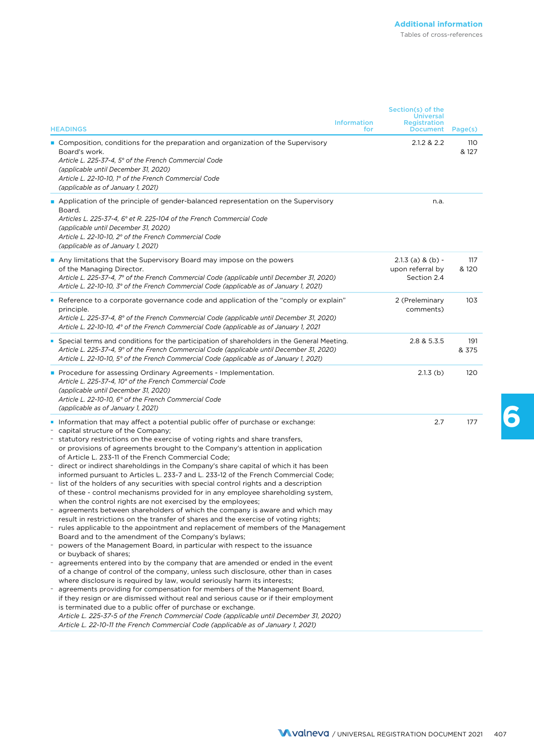| HEADINGS | Information for | Section(s) of the Universal Registration Document | Page(s) |
|---|---|---|---|
| ▪ Composition, conditions for the preparation and organization of the Supervisory Board's work.<br>*Article L. 225-37-4, 5° of the French Commercial Code (applicable until December 31, 2020)*<br>*Article L. 22-10-10, 1° of the French Commercial Code (applicable as of January 1, 2021)* | | 2.1.2 & 2.2 | 110 & 127 |
| ▪ Application of the principle of gender-balanced representation on the Supervisory Board.<br>*Articles L. 225-37-4, 6° et R. 225-104 of the French Commercial Code (applicable until December 31, 2020)*<br>*Article L. 22-10-10, 2° of the French Commercial Code (applicable as of January 1, 2021)* | | n.a. | |
| ▪ Any limitations that the Supervisory Board may impose on the powers of the Managing Director.<br>*Article L. 225-37-4, 7° of the French Commercial Code (applicable until December 31, 2020)*<br>*Article L. 22-10-10, 3° of the French Commercial Code (applicable as of January 1, 2021)* | | 2.1.3 (a) & (b) - upon referral by Section 2.4 | 117 & 120 |
| ▪ Reference to a corporate governance code and application of the "comply or explain" principle.<br>*Article L. 225-37-4, 8° of the French Commercial Code (applicable until December 31, 2020)*<br>*Article L. 22-10-10, 4° of the French Commercial Code (applicable as of January 1, 2021* | | 2 (Preliminary comments) | 103 |
| ▪ Special terms and conditions for the participation of shareholders in the General Meeting.<br>*Article L. 225-37-4, 9° of the French Commercial Code (applicable until December 31, 2020)*<br>*Article L. 22-10-10, 5° of the French Commercial Code (applicable as of January 1, 2021)* | | 2.8 & 5.3.5 | 191 & 375 |
| ▪ Procedure for assessing Ordinary Agreements - Implementation.<br>*Article L. 225-37-4, 10° of the French Commercial Code (applicable until December 31, 2020)*<br>*Article L. 22-10-10, 6° of the French Commercial Code (applicable as of January 1, 2021)* | | 2.1.3 (b) | 120 |
| ▪ Information that may affect a potential public offer of purchase or exchange:<br>- capital structure of the Company;<br>- statutory restrictions on the exercise of voting rights and share transfers, or provisions of agreements brought to the Company's attention in application of Article L. 233-11 of the French Commercial Code;<br>- direct or indirect shareholdings in the Company's share capital of which it has been informed pursuant to Articles L. 233-7 and L. 233-12 of the French Commercial Code;<br>- list of the holders of any securities with special control rights and a description of these - control mechanisms provided for in any employee shareholding system, when the control rights are not exercised by the employees;<br>- agreements between shareholders of which the company is aware and which may result in restrictions on the transfer of shares and the exercise of voting rights;<br>- rules applicable to the appointment and replacement of members of the Management Board and to the amendment of the Company's bylaws;<br>- powers of the Management Board, in particular with respect to the issuance or buyback of shares;<br>- agreements entered into by the company that are amended or ended in the event of a change of control of the company, unless such disclosure, other than in cases where disclosure is required by law, would seriously harm its interests;<br>- agreements providing for compensation for members of the Management Board, if they resign or are dismissed without real and serious cause or if their employment is terminated due to a public offer of purchase or exchange.<br>*Article L. 225-37-5 of the French Commercial Code (applicable until December 31, 2020)*<br>*Article L. 22-10-11 the French Commercial Code (applicable as of January 1, 2021)* | | 2.7 | 177 |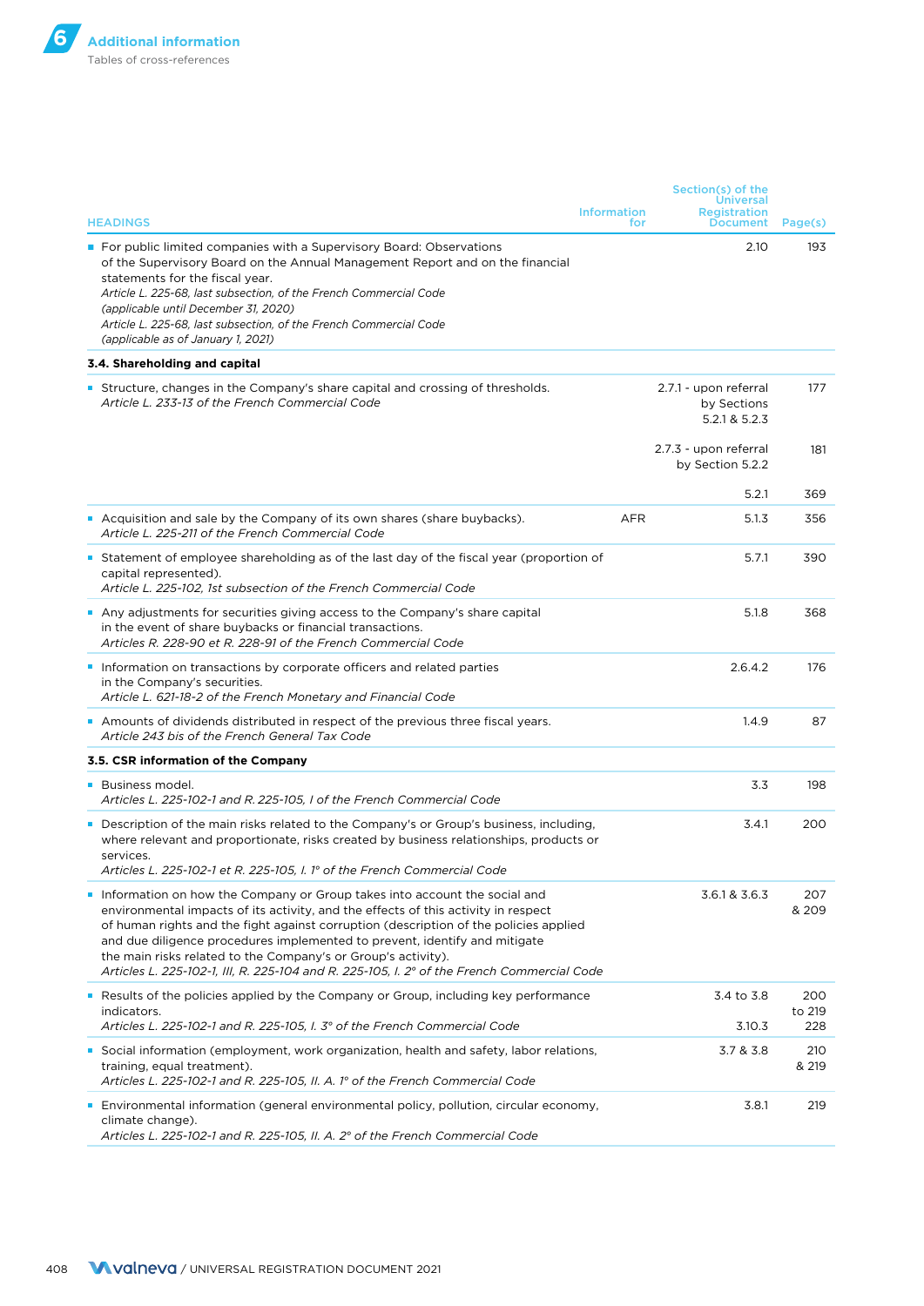| HEADINGS | Information for | Section(s) of the Universal Registration Document | Page(s) |
|---|---|---|---|
| ▪ For public limited companies with a Supervisory Board: Observations of the Supervisory Board on the Annual Management Report and on the financial statements for the fiscal year.<br>*Article L. 225-68, last subsection, of the French Commercial Code (applicable until December 31, 2020)*<br>*Article L. 225-68, last subsection, of the French Commercial Code (applicable as of January 1, 2021)* | | 2.10 | 193 |
| **3.4. Shareholding and capital** | | | |
| ▪ Structure, changes in the Company's share capital and crossing of thresholds.<br>*Article L. 233-13 of the French Commercial Code* | | 2.7.1 - upon referral by Sections 5.2.1 & 5.2.3 | 177 |
| | | 2.7.3 - upon referral by Section 5.2.2 | 181 |
| | | 5.2.1 | 369 |
| ▪ Acquisition and sale by the Company of its own shares (share buybacks).<br>*Article L. 225-211 of the French Commercial Code* | AFR | 5.1.3 | 356 |
| ▪ Statement of employee shareholding as of the last day of the fiscal year (proportion of capital represented).<br>*Article L. 225-102, 1st subsection of the French Commercial Code* | | 5.7.1 | 390 |
| ▪ Any adjustments for securities giving access to the Company's share capital in the event of share buybacks or financial transactions.<br>*Articles R. 228-90 et R. 228-91 of the French Commercial Code* | | 5.1.8 | 368 |
| ▪ Information on transactions by corporate officers and related parties in the Company's securities.<br>*Article L. 621-18-2 of the French Monetary and Financial Code* | | 2.6.4.2 | 176 |
| ▪ Amounts of dividends distributed in respect of the previous three fiscal years.<br>*Article 243 bis of the French General Tax Code* | | 1.4.9 | 87 |
| **3.5. CSR information of the Company** | | | |
| ▪ Business model.<br>*Articles L. 225-102-1 and R. 225-105, I of the French Commercial Code* | | 3.3 | 198 |
| ▪ Description of the main risks related to the Company's or Group's business, including, where relevant and proportionate, risks created by business relationships, products or services.<br>*Articles L. 225-102-1 et R. 225-105, I. 1° of the French Commercial Code* | | 3.4.1 | 200 |
| ▪ Information on how the Company or Group takes into account the social and environmental impacts of its activity, and the effects of this activity in respect of human rights and the fight against corruption (description of the policies applied and due diligence procedures implemented to prevent, identify and mitigate the main risks related to the Company's or Group's activity).<br>*Articles L. 225-102-1, III, R. 225-104 and R. 225-105, I. 2° of the French Commercial Code* | | 3.6.1 & 3.6.3 | 207 & 209 |
| ▪ Results of the policies applied by the Company or Group, including key performance indicators.<br>*Articles L. 225-102-1 and R. 225-105, I. 3° of the French Commercial Code* | | 3.4 to 3.8<br>3.10.3 | 200 to 219<br>228 |
| ▪ Social information (employment, work organization, health and safety, labor relations, training, equal treatment).<br>*Articles L. 225-102-1 and R. 225-105, II. A. 1° of the French Commercial Code* | | 3.7 & 3.8 | 210 & 219 |
| ▪ Environmental information (general environmental policy, pollution, circular economy, climate change).<br>*Articles L. 225-102-1 and R. 225-105, II. A. 2° of the French Commercial Code* | | 3.8.1 | 219 |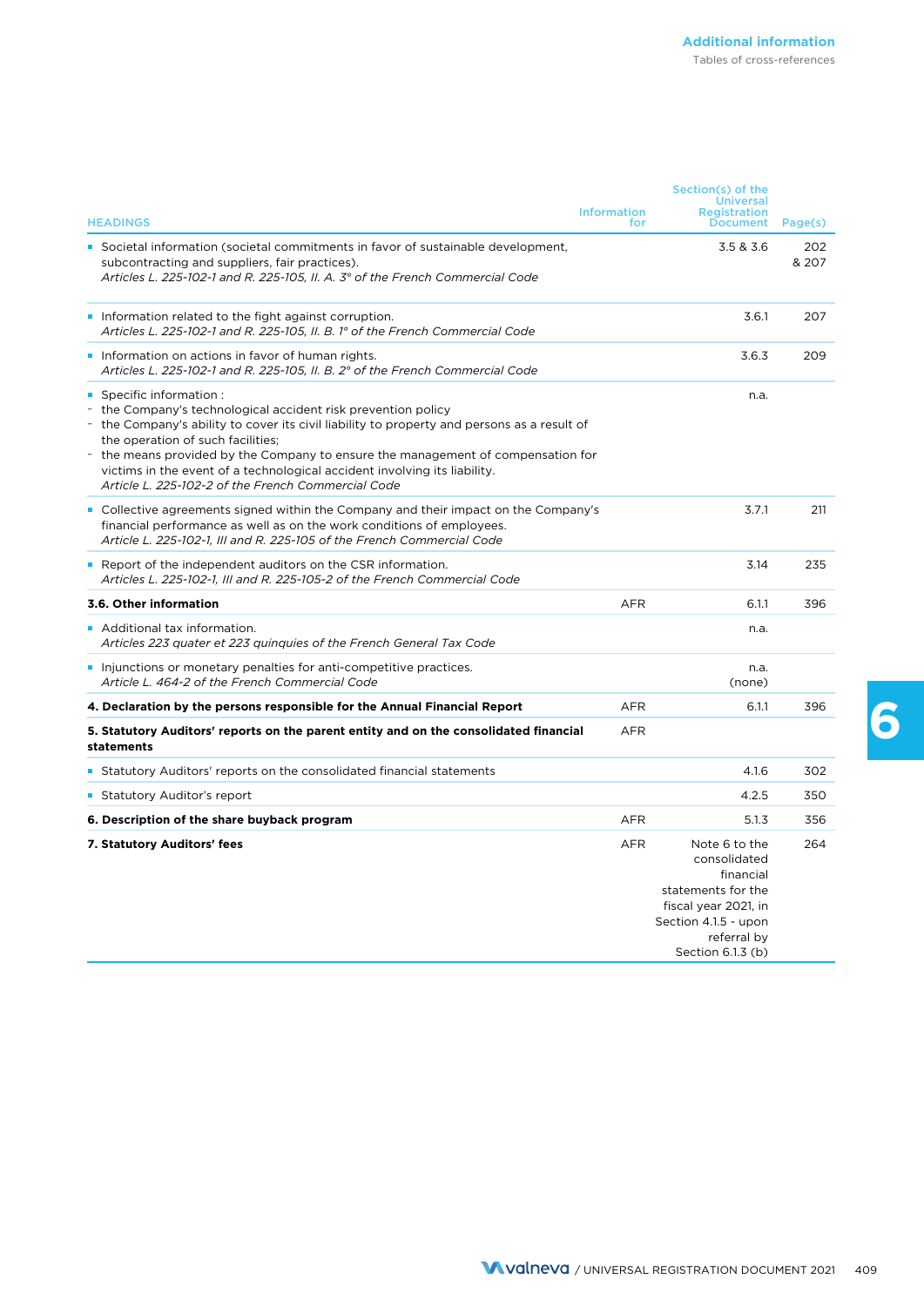| HEADINGS | Information for | Section(s) of the Universal Registration Document | Page(s) |
|---|---|---|---|
| ▪ Societal information (societal commitments in favor of sustainable development, subcontracting and suppliers, fair practices). *Articles L. 225-102-1 and R. 225-105, II. A. 3° of the French Commercial Code* | | 3.5 & 3.6 | 202 & 207 |
| ▪ Information related to the fight against corruption. *Articles L. 225-102-1 and R. 225-105, II. B. 1° of the French Commercial Code* | | 3.6.1 | 207 |
| ▪ Information on actions in favor of human rights. *Articles L. 225-102-1 and R. 225-105, II. B. 2° of the French Commercial Code* | | 3.6.3 | 209 |
| ▪ Specific information : - the Company's technological accident risk prevention policy - the Company's ability to cover its civil liability to property and persons as a result of the operation of such facilities; - the means provided by the Company to ensure the management of compensation for victims in the event of a technological accident involving its liability. *Article L. 225-102-2 of the French Commercial Code* | | n.a. | |
| ▪ Collective agreements signed within the Company and their impact on the Company's financial performance as well as on the work conditions of employees. *Article L. 225-102-1, III and R. 225-105 of the French Commercial Code* | | 3.7.1 | 211 |
| ▪ Report of the independent auditors on the CSR information. *Articles L. 225-102-1, III and R. 225-105-2 of the French Commercial Code* | | 3.14 | 235 |
| **3.6. Other information** | AFR | 6.1.1 | 396 |
| ▪ Additional tax information. *Articles 223 quater et 223 quinquies of the French General Tax Code* | | n.a. | |
| ▪ Injunctions or monetary penalties for anti-competitive practices. *Article L. 464-2 of the French Commercial Code* | | n.a. (none) | |
| **4. Declaration by the persons responsible for the Annual Financial Report** | AFR | 6.1.1 | 396 |
| **5. Statutory Auditors' reports on the parent entity and on the consolidated financial statements** | AFR | | |
| ▪ Statutory Auditors' reports on the consolidated financial statements | | 4.1.6 | 302 |
| ▪ Statutory Auditor's report | | 4.2.5 | 350 |
| **6. Description of the share buyback program** | AFR | 5.1.3 | 356 |
| **7. Statutory Auditors' fees** | AFR | Note 6 to the consolidated financial statements for the fiscal year 2021, in Section 4.1.5 - upon referral by Section 6.1.3 (b) | 264 |